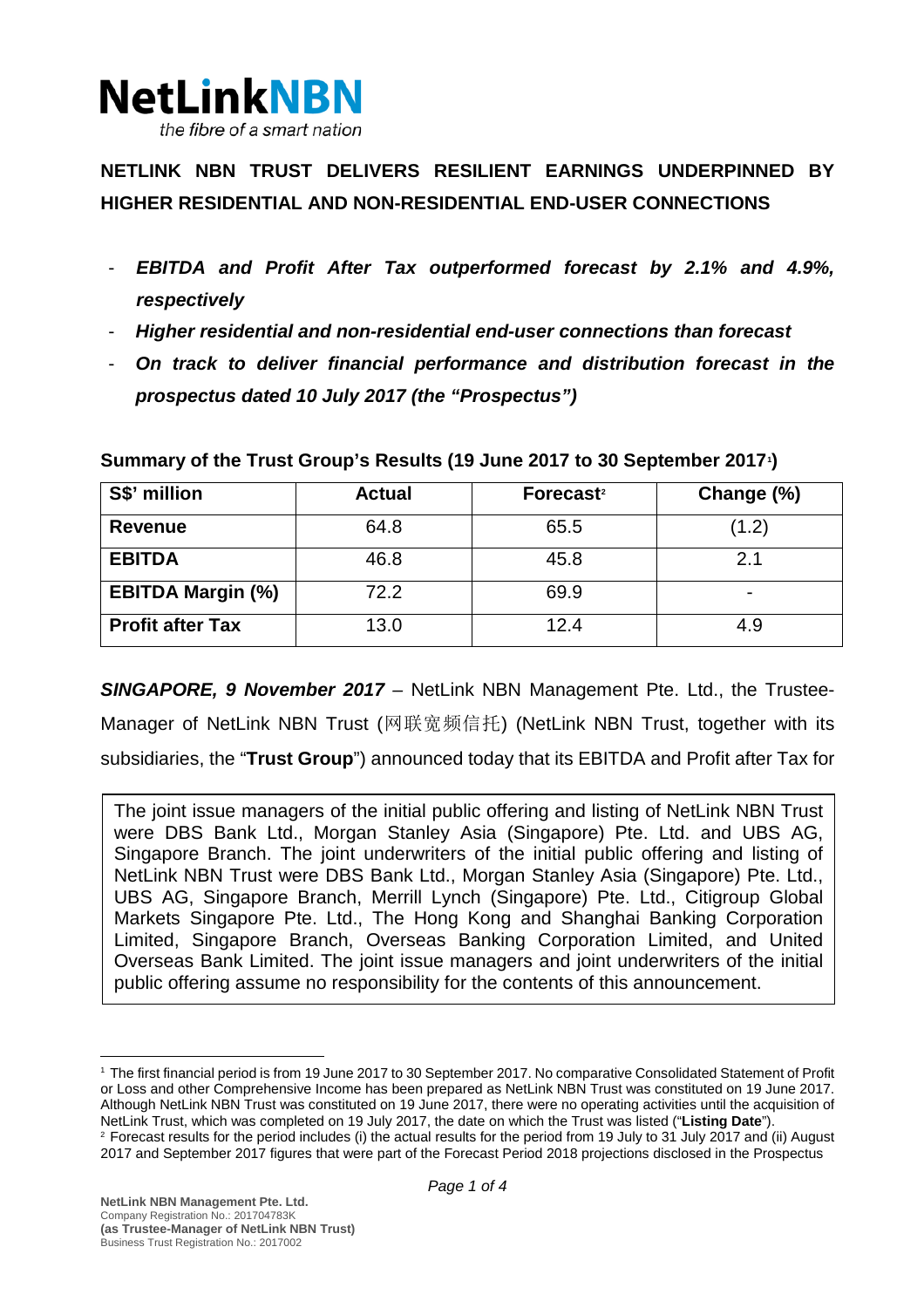**NetLinkNBN**
*the fibre of a smart nation*

# NETLINK NBN TRUST DELIVERS RESILIENT EARNINGS UNDERPINNED BY HIGHER RESIDENTIAL AND NON-RESIDENTIAL END-USER CONNECTIONS

- ***EBITDA and Profit After Tax outperformed forecast by 2.1% and 4.9%, respectively***
- ***Higher residential and non-residential end-user connections than forecast***
- ***On track to deliver financial performance and distribution forecast in the prospectus dated 10 July 2017 (the "Prospectus")***

**Summary of the Trust Group's Results (19 June 2017 to 30 September 2017[1])**

| S$' million | Actual | Forecast[2] | Change (%) |
|---|---|---|---|
| **Revenue** | 64.8 | 65.5 | (1.2) |
| **EBITDA** | 46.8 | 45.8 | 2.1 |
| **EBITDA Margin (%)** | 72.2 | 69.9 | - |
| **Profit after Tax** | 13.0 | 12.4 | 4.9 |

***SINGAPORE, 9 November 2017*** – NetLink NBN Management Pte. Ltd., the Trustee-Manager of NetLink NBN Trust (网联宽频信托) (NetLink NBN Trust, together with its subsidiaries, the "**Trust Group**") announced today that its EBITDA and Profit after Tax for

> The joint issue managers of the initial public offering and listing of NetLink NBN Trust were DBS Bank Ltd., Morgan Stanley Asia (Singapore) Pte. Ltd. and UBS AG, Singapore Branch. The joint underwriters of the initial public offering and listing of NetLink NBN Trust were DBS Bank Ltd., Morgan Stanley Asia (Singapore) Pte. Ltd., UBS AG, Singapore Branch, Merrill Lynch (Singapore) Pte. Ltd., Citigroup Global Markets Singapore Pte. Ltd., The Hong Kong and Shanghai Banking Corporation Limited, Singapore Branch, Overseas Banking Corporation Limited, and United Overseas Bank Limited. The joint issue managers and joint underwriters of the initial public offering assume no responsibility for the contents of this announcement.

[1] The first financial period is from 19 June 2017 to 30 September 2017. No comparative Consolidated Statement of Profit or Loss and other Comprehensive Income has been prepared as NetLink NBN Trust was constituted on 19 June 2017. Although NetLink NBN Trust was constituted on 19 June 2017, there were no operating activities until the acquisition of NetLink Trust, which was completed on 19 July 2017, the date on which the Trust was listed ("**Listing Date**").

[2] Forecast results for the period includes (i) the actual results for the period from 19 July to 31 July 2017 and (ii) August 2017 and September 2017 figures that were part of the Forecast Period 2018 projections disclosed in the Prospectus

**NetLink NBN Management Pte. Ltd.**
Company Registration No.: 201704783K
**(as Trustee-Manager of NetLink NBN Trust)**
Business Trust Registration No.: 2017002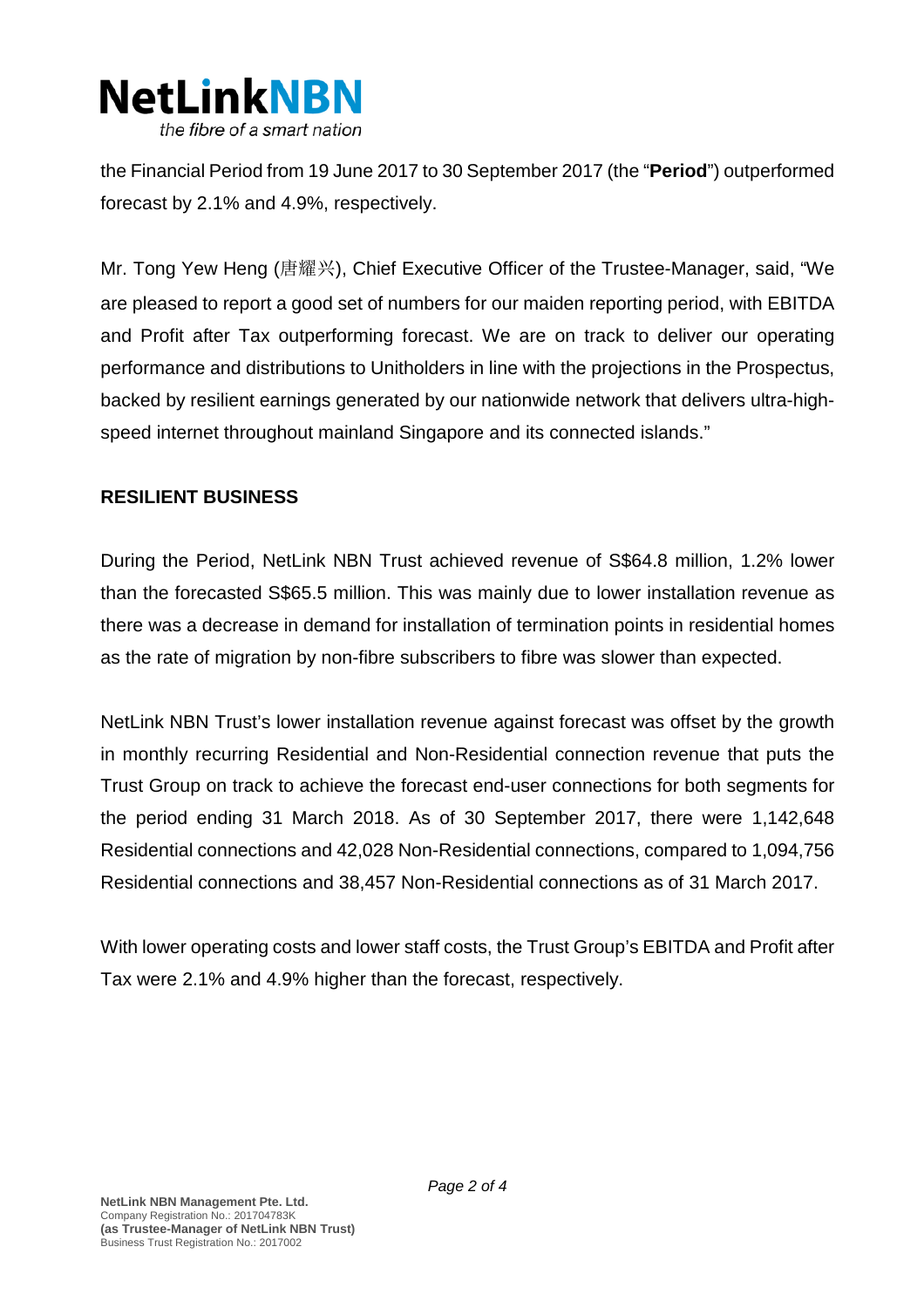the Financial Period from 19 June 2017 to 30 September 2017 (the "**Period**") outperformed forecast by 2.1% and 4.9%, respectively.

Mr. Tong Yew Heng (唐耀兴), Chief Executive Officer of the Trustee-Manager, said, "We are pleased to report a good set of numbers for our maiden reporting period, with EBITDA and Profit after Tax outperforming forecast. We are on track to deliver our operating performance and distributions to Unitholders in line with the projections in the Prospectus, backed by resilient earnings generated by our nationwide network that delivers ultra-high-speed internet throughout mainland Singapore and its connected islands."

**RESILIENT BUSINESS**

During the Period, NetLink NBN Trust achieved revenue of S$64.8 million, 1.2% lower than the forecasted S$65.5 million. This was mainly due to lower installation revenue as there was a decrease in demand for installation of termination points in residential homes as the rate of migration by non-fibre subscribers to fibre was slower than expected.

NetLink NBN Trust's lower installation revenue against forecast was offset by the growth in monthly recurring Residential and Non-Residential connection revenue that puts the Trust Group on track to achieve the forecast end-user connections for both segments for the period ending 31 March 2018. As of 30 September 2017, there were 1,142,648 Residential connections and 42,028 Non-Residential connections, compared to 1,094,756 Residential connections and 38,457 Non-Residential connections as of 31 March 2017.

With lower operating costs and lower staff costs, the Trust Group's EBITDA and Profit after Tax were 2.1% and 4.9% higher than the forecast, respectively.

**NetLink NBN Management Pte. Ltd.**
Company Registration No.: 201704783K
**(as Trustee-Manager of NetLink NBN Trust)**
Business Trust Registration No.: 2017002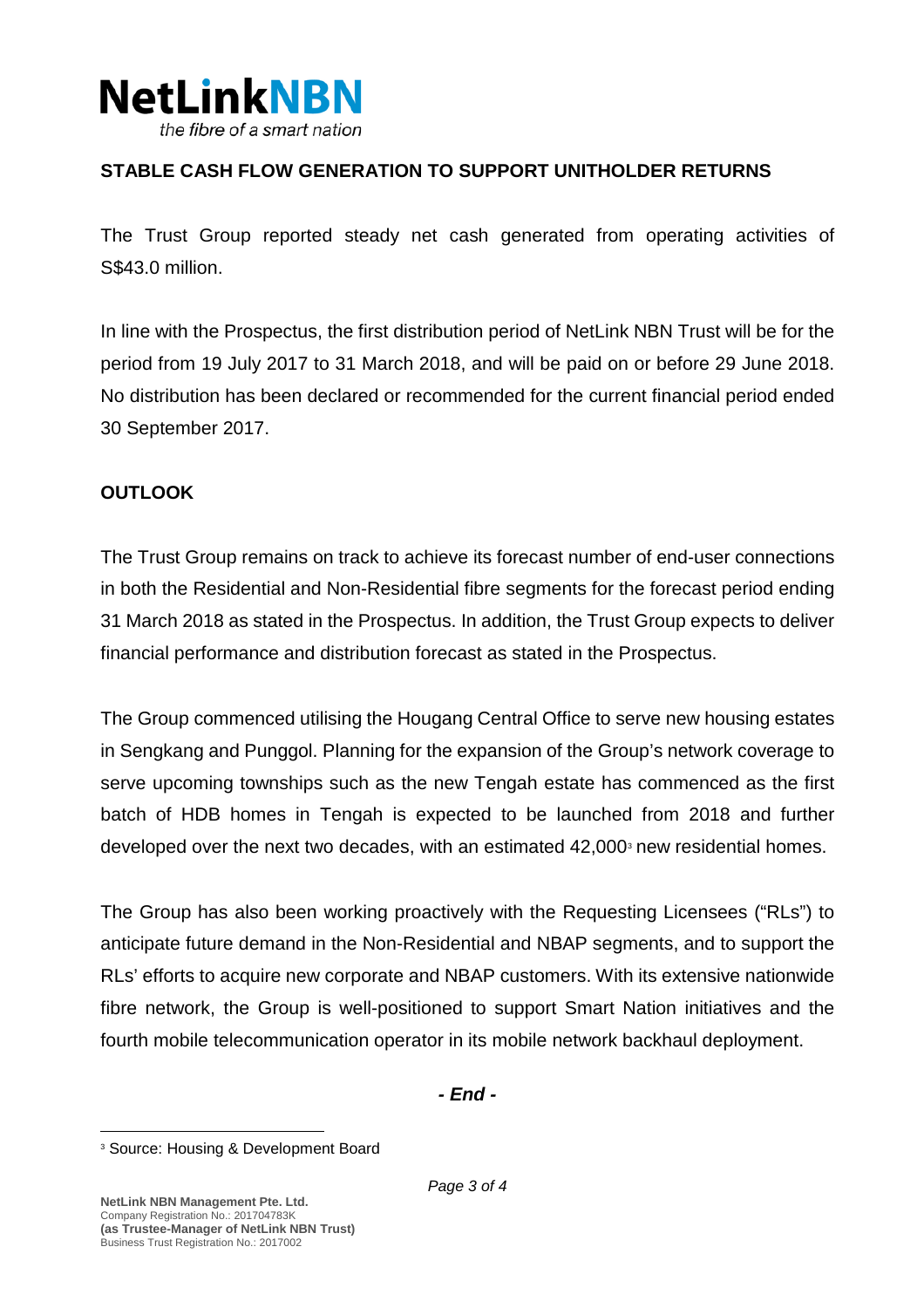## STABLE CASH FLOW GENERATION TO SUPPORT UNITHOLDER RETURNS

The Trust Group reported steady net cash generated from operating activities of S$43.0 million.

In line with the Prospectus, the first distribution period of NetLink NBN Trust will be for the period from 19 July 2017 to 31 March 2018, and will be paid on or before 29 June 2018. No distribution has been declared or recommended for the current financial period ended 30 September 2017.

## OUTLOOK

The Trust Group remains on track to achieve its forecast number of end-user connections in both the Residential and Non-Residential fibre segments for the forecast period ending 31 March 2018 as stated in the Prospectus. In addition, the Trust Group expects to deliver financial performance and distribution forecast as stated in the Prospectus.

The Group commenced utilising the Hougang Central Office to serve new housing estates in Sengkang and Punggol. Planning for the expansion of the Group's network coverage to serve upcoming townships such as the new Tengah estate has commenced as the first batch of HDB homes in Tengah is expected to be launched from 2018 and further developed over the next two decades, with an estimated 42,000[3] new residential homes.

The Group has also been working proactively with the Requesting Licensees ("RLs") to anticipate future demand in the Non-Residential and NBAP segments, and to support the RLs' efforts to acquire new corporate and NBAP customers. With its extensive nationwide fibre network, the Group is well-positioned to support Smart Nation initiatives and the fourth mobile telecommunication operator in its mobile network backhaul deployment.

***- End -***

[3] Source: Housing & Development Board

**NetLink NBN Management Pte. Ltd.**
Company Registration No.: 201704783K
**(as Trustee-Manager of NetLink NBN Trust)**
Business Trust Registration No.: 2017002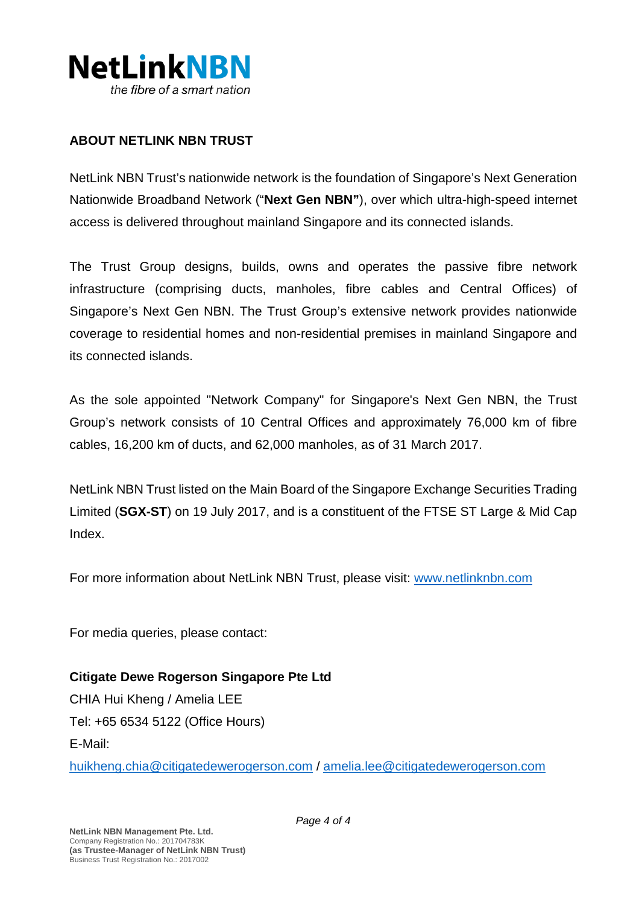## ABOUT NETLINK NBN TRUST

NetLink NBN Trust's nationwide network is the foundation of Singapore's Next Generation Nationwide Broadband Network ("**Next Gen NBN"**), over which ultra-high-speed internet access is delivered throughout mainland Singapore and its connected islands.

The Trust Group designs, builds, owns and operates the passive fibre network infrastructure (comprising ducts, manholes, fibre cables and Central Offices) of Singapore's Next Gen NBN. The Trust Group's extensive network provides nationwide coverage to residential homes and non-residential premises in mainland Singapore and its connected islands.

As the sole appointed "Network Company" for Singapore's Next Gen NBN, the Trust Group's network consists of 10 Central Offices and approximately 76,000 km of fibre cables, 16,200 km of ducts, and 62,000 manholes, as of 31 March 2017.

NetLink NBN Trust listed on the Main Board of the Singapore Exchange Securities Trading Limited (**SGX-ST**) on 19 July 2017, and is a constituent of the FTSE ST Large & Mid Cap Index.

For more information about NetLink NBN Trust, please visit: www.netlinknbn.com

For media queries, please contact:

**Citigate Dewe Rogerson Singapore Pte Ltd**
CHIA Hui Kheng / Amelia LEE
Tel: +65 6534 5122 (Office Hours)
E-Mail:
huikheng.chia@citigatedewerogerson.com / amelia.lee@citigatedewerogerson.com

**NetLink NBN Management Pte. Ltd.**
Company Registration No.: 201704783K
**(as Trustee-Manager of NetLink NBN Trust)**
Business Trust Registration No.: 2017002